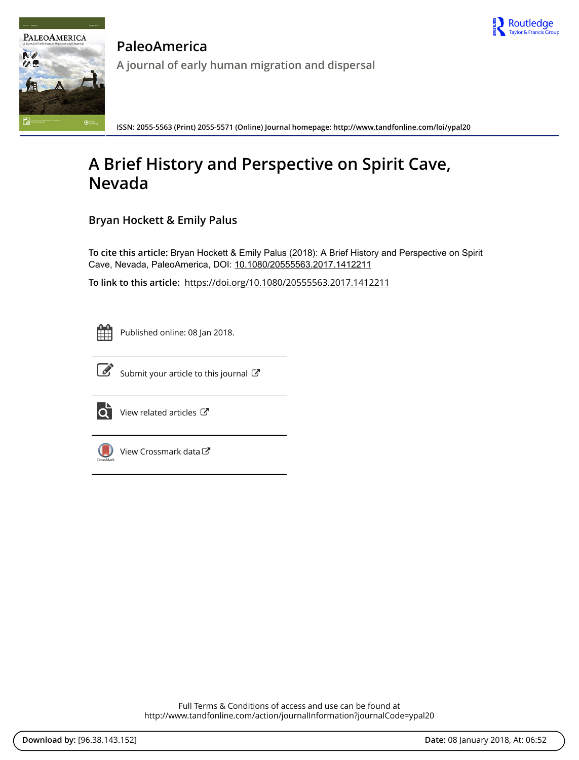# PaleoAmerica

A journal of early human migration and dispersal

**ISSN: 2055-5563 (Print) 2055-5571 (Online) Journal homepage:** http://www.tandfonline.com/loi/ypal20

# A Brief History and Perspective on Spirit Cave, Nevada

**Bryan Hockett & Emily Palus**

**To cite this article:** Bryan Hockett & Emily Palus (2018): A Brief History and Perspective on Spirit Cave, Nevada, PaleoAmerica, DOI: 10.1080/20555563.2017.1412211

**To link to this article:** https://doi.org/10.1080/20555563.2017.1412211

Published online: 08 Jan 2018.

Submit your article to this journal

View related articles

View Crossmark data

Full Terms & Conditions of access and use can be found at
http://www.tandfonline.com/action/journalInformation?journalCode=ypal20

**Download by:** [96.38.143.152] **Date:** 08 January 2018, At: 06:52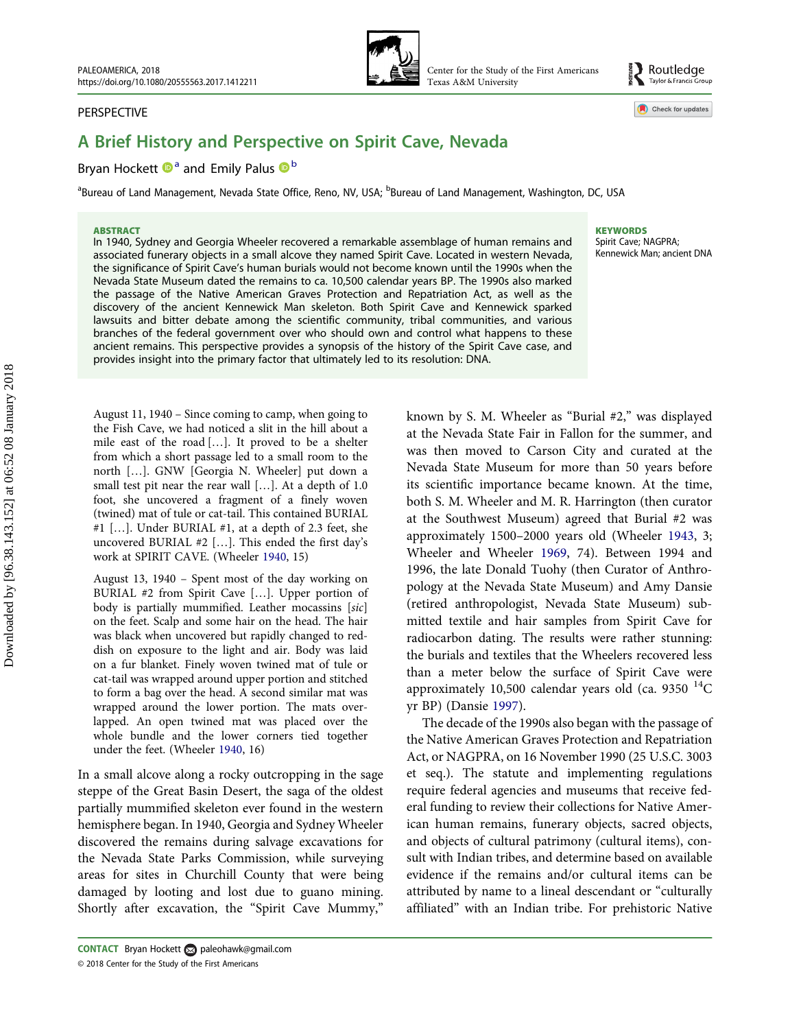PERSPECTIVE

# A Brief History and Perspective on Spirit Cave, Nevada

Bryan Hockett [a] and Emily Palus [b]

[a]Bureau of Land Management, Nevada State Office, Reno, NV, USA; [b]Bureau of Land Management, Washington, DC, USA

**ABSTRACT**

In 1940, Sydney and Georgia Wheeler recovered a remarkable assemblage of human remains and associated funerary objects in a small alcove they named Spirit Cave. Located in western Nevada, the significance of Spirit Cave's human burials would not become known until the 1990s when the Nevada State Museum dated the remains to ca. 10,500 calendar years BP. The 1990s also marked the passage of the Native American Graves Protection and Repatriation Act, as well as the discovery of the ancient Kennewick Man skeleton. Both Spirit Cave and Kennewick sparked lawsuits and bitter debate among the scientific community, tribal communities, and various branches of the federal government over who should own and control what happens to these ancient remains. This perspective provides a synopsis of the history of the Spirit Cave case, and provides insight into the primary factor that ultimately led to its resolution: DNA.

**KEYWORDS**

Spirit Cave; NAGPRA; Kennewick Man; ancient DNA

> August 11, 1940 – Since coming to camp, when going to the Fish Cave, we had noticed a slit in the hill about a mile east of the road […]. It proved to be a shelter from which a short passage led to a small room to the north […]. GNW [Georgia N. Wheeler] put down a small test pit near the rear wall […]. At a depth of 1.0 foot, she uncovered a fragment of a finely woven (twined) mat of tule or cat-tail. This contained BURIAL #1 […]. Under BURIAL #1, at a depth of 2.3 feet, she uncovered BURIAL #2 […]. This ended the first day's work at SPIRIT CAVE. (Wheeler 1940, 15)

> August 13, 1940 – Spent most of the day working on BURIAL #2 from Spirit Cave […]. Upper portion of body is partially mummified. Leather mocassins [*sic*] on the feet. Scalp and some hair on the head. The hair was black when uncovered but rapidly changed to reddish on exposure to the light and air. Body was laid on a fur blanket. Finely woven twined mat of tule or cat-tail was wrapped around upper portion and stitched to form a bag over the head. A second similar mat was wrapped around the lower portion. The mats overlapped. An open twined mat was placed over the whole bundle and the lower corners tied together under the feet. (Wheeler 1940, 16)

In a small alcove along a rocky outcropping in the sage steppe of the Great Basin Desert, the saga of the oldest partially mummified skeleton ever found in the western hemisphere began. In 1940, Georgia and Sydney Wheeler discovered the remains during salvage excavations for the Nevada State Parks Commission, while surveying areas for sites in Churchill County that were being damaged by looting and lost due to guano mining. Shortly after excavation, the "Spirit Cave Mummy," known by S. M. Wheeler as "Burial #2," was displayed at the Nevada State Fair in Fallon for the summer, and was then moved to Carson City and curated at the Nevada State Museum for more than 50 years before its scientific importance became known. At the time, both S. M. Wheeler and M. R. Harrington (then curator at the Southwest Museum) agreed that Burial #2 was approximately 1500–2000 years old (Wheeler 1943, 3; Wheeler and Wheeler 1969, 74). Between 1994 and 1996, the late Donald Tuohy (then Curator of Anthropology at the Nevada State Museum) and Amy Dansie (retired anthropologist, Nevada State Museum) submitted textile and hair samples from Spirit Cave for radiocarbon dating. The results were rather stunning: the burials and textiles that the Wheelers recovered less than a meter below the surface of Spirit Cave were approximately 10,500 calendar years old (ca. 9350 $^{14}$C yr BP) (Dansie 1997).

The decade of the 1990s also began with the passage of the Native American Graves Protection and Repatriation Act, or NAGPRA, on 16 November 1990 (25 U.S.C. 3003 et seq.). The statute and implementing regulations require federal agencies and museums that receive federal funding to review their collections for Native American human remains, funerary objects, sacred objects, and objects of cultural patrimony (cultural items), consult with Indian tribes, and determine based on available evidence if the remains and/or cultural items can be attributed by name to a lineal descendant or "culturally affiliated" with an Indian tribe. For prehistoric Native

**CONTACT** Bryan Hockett paleohawk@gmail.com

© 2018 Center for the Study of the First Americans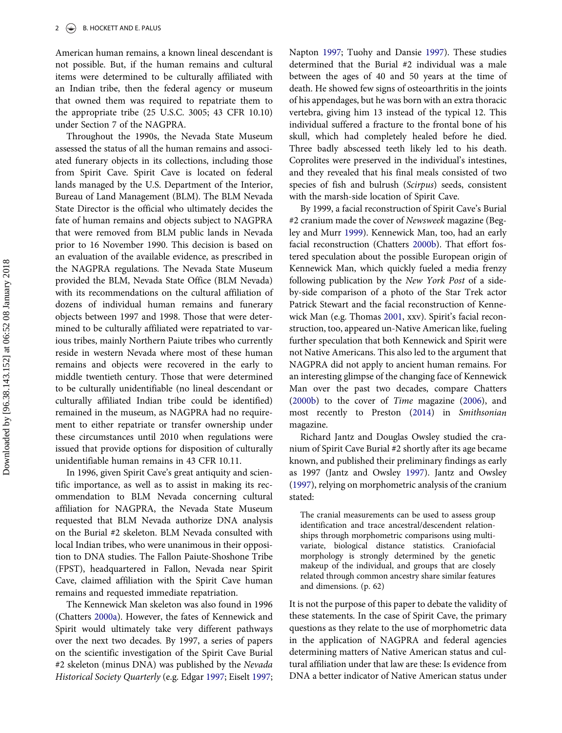American human remains, a known lineal descendant is not possible. But, if the human remains and cultural items were determined to be culturally affiliated with an Indian tribe, then the federal agency or museum that owned them was required to repatriate them to the appropriate tribe (25 U.S.C. 3005; 43 CFR 10.10) under Section 7 of the NAGPRA.

Throughout the 1990s, the Nevada State Museum assessed the status of all the human remains and associated funerary objects in its collections, including those from Spirit Cave. Spirit Cave is located on federal lands managed by the U.S. Department of the Interior, Bureau of Land Management (BLM). The BLM Nevada State Director is the official who ultimately decides the fate of human remains and objects subject to NAGPRA that were removed from BLM public lands in Nevada prior to 16 November 1990. This decision is based on an evaluation of the available evidence, as prescribed in the NAGPRA regulations. The Nevada State Museum provided the BLM, Nevada State Office (BLM Nevada) with its recommendations on the cultural affiliation of dozens of individual human remains and funerary objects between 1997 and 1998. Those that were determined to be culturally affiliated were repatriated to various tribes, mainly Northern Paiute tribes who currently reside in western Nevada where most of these human remains and objects were recovered in the early to middle twentieth century. Those that were determined to be culturally unidentifiable (no lineal descendant or culturally affiliated Indian tribe could be identified) remained in the museum, as NAGPRA had no requirement to either repatriate or transfer ownership under these circumstances until 2010 when regulations were issued that provide options for disposition of culturally unidentifiable human remains in 43 CFR 10.11.

In 1996, given Spirit Cave's great antiquity and scientific importance, as well as to assist in making its recommendation to BLM Nevada concerning cultural affiliation for NAGPRA, the Nevada State Museum requested that BLM Nevada authorize DNA analysis on the Burial #2 skeleton. BLM Nevada consulted with local Indian tribes, who were unanimous in their opposition to DNA studies. The Fallon Paiute-Shoshone Tribe (FPST), headquartered in Fallon, Nevada near Spirit Cave, claimed affiliation with the Spirit Cave human remains and requested immediate repatriation.

The Kennewick Man skeleton was also found in 1996 (Chatters 2000a). However, the fates of Kennewick and Spirit would ultimately take very different pathways over the next two decades. By 1997, a series of papers on the scientific investigation of the Spirit Cave Burial #2 skeleton (minus DNA) was published by the *Nevada Historical Society Quarterly* (e.g. Edgar 1997; Eiselt 1997; Napton 1997; Tuohy and Dansie 1997). These studies determined that the Burial #2 individual was a male between the ages of 40 and 50 years at the time of death. He showed few signs of osteoarthritis in the joints of his appendages, but he was born with an extra thoracic vertebra, giving him 13 instead of the typical 12. This individual suffered a fracture to the frontal bone of his skull, which had completely healed before he died. Three badly abscessed teeth likely led to his death. Coprolites were preserved in the individual's intestines, and they revealed that his final meals consisted of two species of fish and bulrush (*Scirpus*) seeds, consistent with the marsh-side location of Spirit Cave.

By 1999, a facial reconstruction of Spirit Cave's Burial #2 cranium made the cover of *Newsweek* magazine (Begley and Murr 1999). Kennewick Man, too, had an early facial reconstruction (Chatters 2000b). That effort fostered speculation about the possible European origin of Kennewick Man, which quickly fueled a media frenzy following publication by the *New York Post* of a side-by-side comparison of a photo of the Star Trek actor Patrick Stewart and the facial reconstruction of Kennewick Man (e.g. Thomas 2001, xxv). Spirit's facial reconstruction, too, appeared un-Native American like, fueling further speculation that both Kennewick and Spirit were not Native Americans. This also led to the argument that NAGPRA did not apply to ancient human remains. For an interesting glimpse of the changing face of Kennewick Man over the past two decades, compare Chatters (2000b) to the cover of *Time* magazine (2006), and most recently to Preston (2014) in *Smithsonian* magazine.

Richard Jantz and Douglas Owsley studied the cranium of Spirit Cave Burial #2 shortly after its age became known, and published their preliminary findings as early as 1997 (Jantz and Owsley 1997). Jantz and Owsley (1997), relying on morphometric analysis of the cranium stated:

> The cranial measurements can be used to assess group identification and trace ancestral/descendent relationships through morphometric comparisons using multivariate, biological distance statistics. Craniofacial morphology is strongly determined by the genetic makeup of the individual, and groups that are closely related through common ancestry share similar features and dimensions. (p. 62)

It is not the purpose of this paper to debate the validity of these statements. In the case of Spirit Cave, the primary questions as they relate to the use of morphometric data in the application of NAGPRA and federal agencies determining matters of Native American status and cultural affiliation under that law are these: Is evidence from DNA a better indicator of Native American status under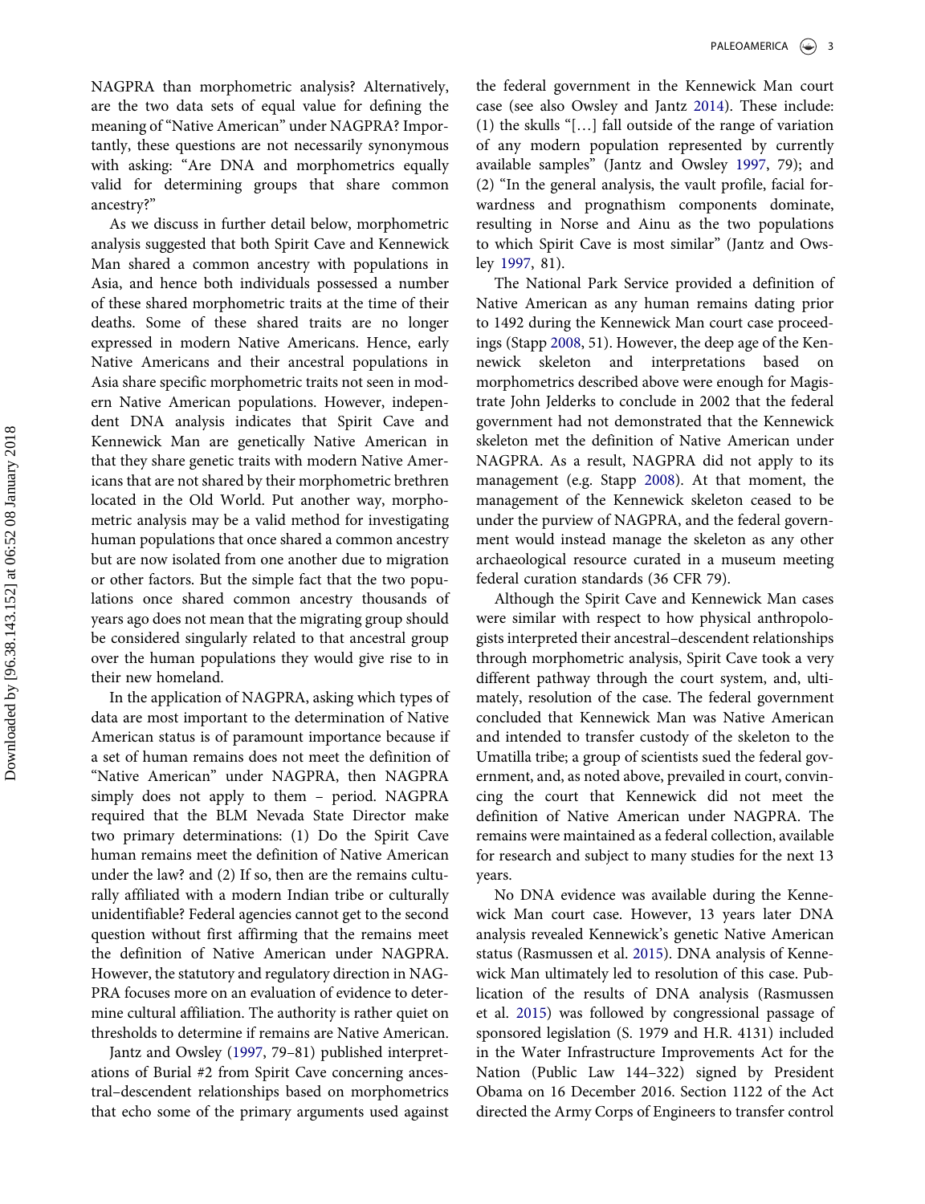NAGPRA than morphometric analysis? Alternatively, are the two data sets of equal value for defining the meaning of "Native American" under NAGPRA? Importantly, these questions are not necessarily synonymous with asking: "Are DNA and morphometrics equally valid for determining groups that share common ancestry?"

As we discuss in further detail below, morphometric analysis suggested that both Spirit Cave and Kennewick Man shared a common ancestry with populations in Asia, and hence both individuals possessed a number of these shared morphometric traits at the time of their deaths. Some of these shared traits are no longer expressed in modern Native Americans. Hence, early Native Americans and their ancestral populations in Asia share specific morphometric traits not seen in modern Native American populations. However, independent DNA analysis indicates that Spirit Cave and Kennewick Man are genetically Native American in that they share genetic traits with modern Native Americans that are not shared by their morphometric brethren located in the Old World. Put another way, morphometric analysis may be a valid method for investigating human populations that once shared a common ancestry but are now isolated from one another due to migration or other factors. But the simple fact that the two populations once shared common ancestry thousands of years ago does not mean that the migrating group should be considered singularly related to that ancestral group over the human populations they would give rise to in their new homeland.

In the application of NAGPRA, asking which types of data are most important to the determination of Native American status is of paramount importance because if a set of human remains does not meet the definition of "Native American" under NAGPRA, then NAGPRA simply does not apply to them – period. NAGPRA required that the BLM Nevada State Director make two primary determinations: (1) Do the Spirit Cave human remains meet the definition of Native American under the law? and (2) If so, then are the remains culturally affiliated with a modern Indian tribe or culturally unidentifiable? Federal agencies cannot get to the second question without first affirming that the remains meet the definition of Native American under NAGPRA. However, the statutory and regulatory direction in NAGPRA focuses more on an evaluation of evidence to determine cultural affiliation. The authority is rather quiet on thresholds to determine if remains are Native American.

Jantz and Owsley (1997, 79–81) published interpretations of Burial #2 from Spirit Cave concerning ancestral–descendent relationships based on morphometrics that echo some of the primary arguments used against the federal government in the Kennewick Man court case (see also Owsley and Jantz 2014). These include: (1) the skulls "[…] fall outside of the range of variation of any modern population represented by currently available samples" (Jantz and Owsley 1997, 79); and (2) "In the general analysis, the vault profile, facial forwardness and prognathism components dominate, resulting in Norse and Ainu as the two populations to which Spirit Cave is most similar" (Jantz and Owsley 1997, 81).

The National Park Service provided a definition of Native American as any human remains dating prior to 1492 during the Kennewick Man court case proceedings (Stapp 2008, 51). However, the deep age of the Kennewick skeleton and interpretations based on morphometrics described above were enough for Magistrate John Jelderks to conclude in 2002 that the federal government had not demonstrated that the Kennewick skeleton met the definition of Native American under NAGPRA. As a result, NAGPRA did not apply to its management (e.g. Stapp 2008). At that moment, the management of the Kennewick skeleton ceased to be under the purview of NAGPRA, and the federal government would instead manage the skeleton as any other archaeological resource curated in a museum meeting federal curation standards (36 CFR 79).

Although the Spirit Cave and Kennewick Man cases were similar with respect to how physical anthropologists interpreted their ancestral–descendent relationships through morphometric analysis, Spirit Cave took a very different pathway through the court system, and, ultimately, resolution of the case. The federal government concluded that Kennewick Man was Native American and intended to transfer custody of the skeleton to the Umatilla tribe; a group of scientists sued the federal government, and, as noted above, prevailed in court, convincing the court that Kennewick did not meet the definition of Native American under NAGPRA. The remains were maintained as a federal collection, available for research and subject to many studies for the next 13 years.

No DNA evidence was available during the Kennewick Man court case. However, 13 years later DNA analysis revealed Kennewick's genetic Native American status (Rasmussen et al. 2015). DNA analysis of Kennewick Man ultimately led to resolution of this case. Publication of the results of DNA analysis (Rasmussen et al. 2015) was followed by congressional passage of sponsored legislation (S. 1979 and H.R. 4131) included in the Water Infrastructure Improvements Act for the Nation (Public Law 144–322) signed by President Obama on 16 December 2016. Section 1122 of the Act directed the Army Corps of Engineers to transfer control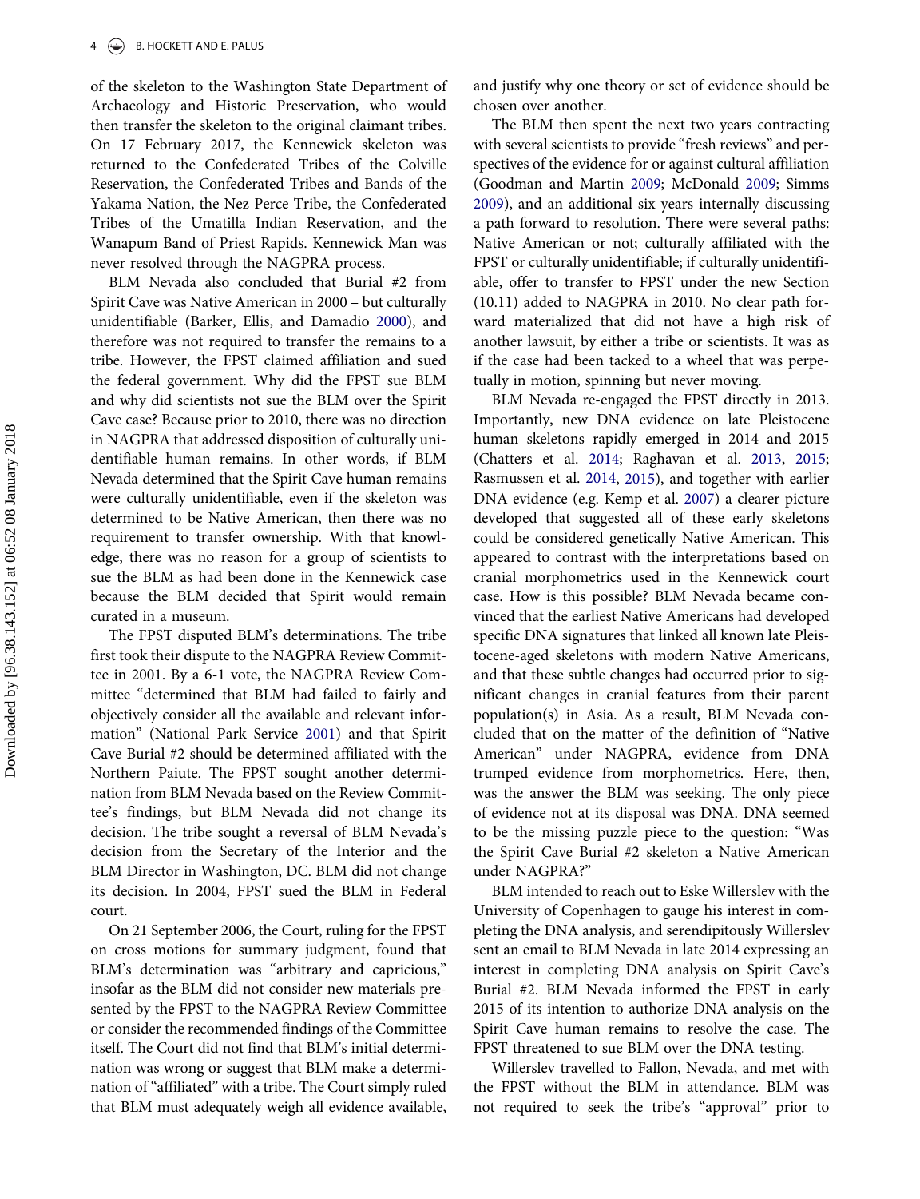of the skeleton to the Washington State Department of Archaeology and Historic Preservation, who would then transfer the skeleton to the original claimant tribes. On 17 February 2017, the Kennewick skeleton was returned to the Confederated Tribes of the Colville Reservation, the Confederated Tribes and Bands of the Yakama Nation, the Nez Perce Tribe, the Confederated Tribes of the Umatilla Indian Reservation, and the Wanapum Band of Priest Rapids. Kennewick Man was never resolved through the NAGPRA process.

BLM Nevada also concluded that Burial #2 from Spirit Cave was Native American in 2000 – but culturally unidentifiable (Barker, Ellis, and Damadio 2000), and therefore was not required to transfer the remains to a tribe. However, the FPST claimed affiliation and sued the federal government. Why did the FPST sue BLM and why did scientists not sue the BLM over the Spirit Cave case? Because prior to 2010, there was no direction in NAGPRA that addressed disposition of culturally unidentifiable human remains. In other words, if BLM Nevada determined that the Spirit Cave human remains were culturally unidentifiable, even if the skeleton was determined to be Native American, then there was no requirement to transfer ownership. With that knowledge, there was no reason for a group of scientists to sue the BLM as had been done in the Kennewick case because the BLM decided that Spirit would remain curated in a museum.

The FPST disputed BLM's determinations. The tribe first took their dispute to the NAGPRA Review Committee in 2001. By a 6-1 vote, the NAGPRA Review Committee "determined that BLM had failed to fairly and objectively consider all the available and relevant information" (National Park Service 2001) and that Spirit Cave Burial #2 should be determined affiliated with the Northern Paiute. The FPST sought another determination from BLM Nevada based on the Review Committee's findings, but BLM Nevada did not change its decision. The tribe sought a reversal of BLM Nevada's decision from the Secretary of the Interior and the BLM Director in Washington, DC. BLM did not change its decision. In 2004, FPST sued the BLM in Federal court.

On 21 September 2006, the Court, ruling for the FPST on cross motions for summary judgment, found that BLM's determination was "arbitrary and capricious," insofar as the BLM did not consider new materials presented by the FPST to the NAGPRA Review Committee or consider the recommended findings of the Committee itself. The Court did not find that BLM's initial determination was wrong or suggest that BLM make a determination of "affiliated" with a tribe. The Court simply ruled that BLM must adequately weigh all evidence available, and justify why one theory or set of evidence should be chosen over another.

The BLM then spent the next two years contracting with several scientists to provide "fresh reviews" and perspectives of the evidence for or against cultural affiliation (Goodman and Martin 2009; McDonald 2009; Simms 2009), and an additional six years internally discussing a path forward to resolution. There were several paths: Native American or not; culturally affiliated with the FPST or culturally unidentifiable; if culturally unidentifiable, offer to transfer to FPST under the new Section (10.11) added to NAGPRA in 2010. No clear path forward materialized that did not have a high risk of another lawsuit, by either a tribe or scientists. It was as if the case had been tacked to a wheel that was perpetually in motion, spinning but never moving.

BLM Nevada re-engaged the FPST directly in 2013. Importantly, new DNA evidence on late Pleistocene human skeletons rapidly emerged in 2014 and 2015 (Chatters et al. 2014; Raghavan et al. 2013, 2015; Rasmussen et al. 2014, 2015), and together with earlier DNA evidence (e.g. Kemp et al. 2007) a clearer picture developed that suggested all of these early skeletons could be considered genetically Native American. This appeared to contrast with the interpretations based on cranial morphometrics used in the Kennewick court case. How is this possible? BLM Nevada became convinced that the earliest Native Americans had developed specific DNA signatures that linked all known late Pleistocene-aged skeletons with modern Native Americans, and that these subtle changes had occurred prior to significant changes in cranial features from their parent population(s) in Asia. As a result, BLM Nevada concluded that on the matter of the definition of "Native American" under NAGPRA, evidence from DNA trumped evidence from morphometrics. Here, then, was the answer the BLM was seeking. The only piece of evidence not at its disposal was DNA. DNA seemed to be the missing puzzle piece to the question: "Was the Spirit Cave Burial #2 skeleton a Native American under NAGPRA?"

BLM intended to reach out to Eske Willerslev with the University of Copenhagen to gauge his interest in completing the DNA analysis, and serendipitously Willerslev sent an email to BLM Nevada in late 2014 expressing an interest in completing DNA analysis on Spirit Cave's Burial #2. BLM Nevada informed the FPST in early 2015 of its intention to authorize DNA analysis on the Spirit Cave human remains to resolve the case. The FPST threatened to sue BLM over the DNA testing.

Willerslev travelled to Fallon, Nevada, and met with the FPST without the BLM in attendance. BLM was not required to seek the tribe's "approval" prior to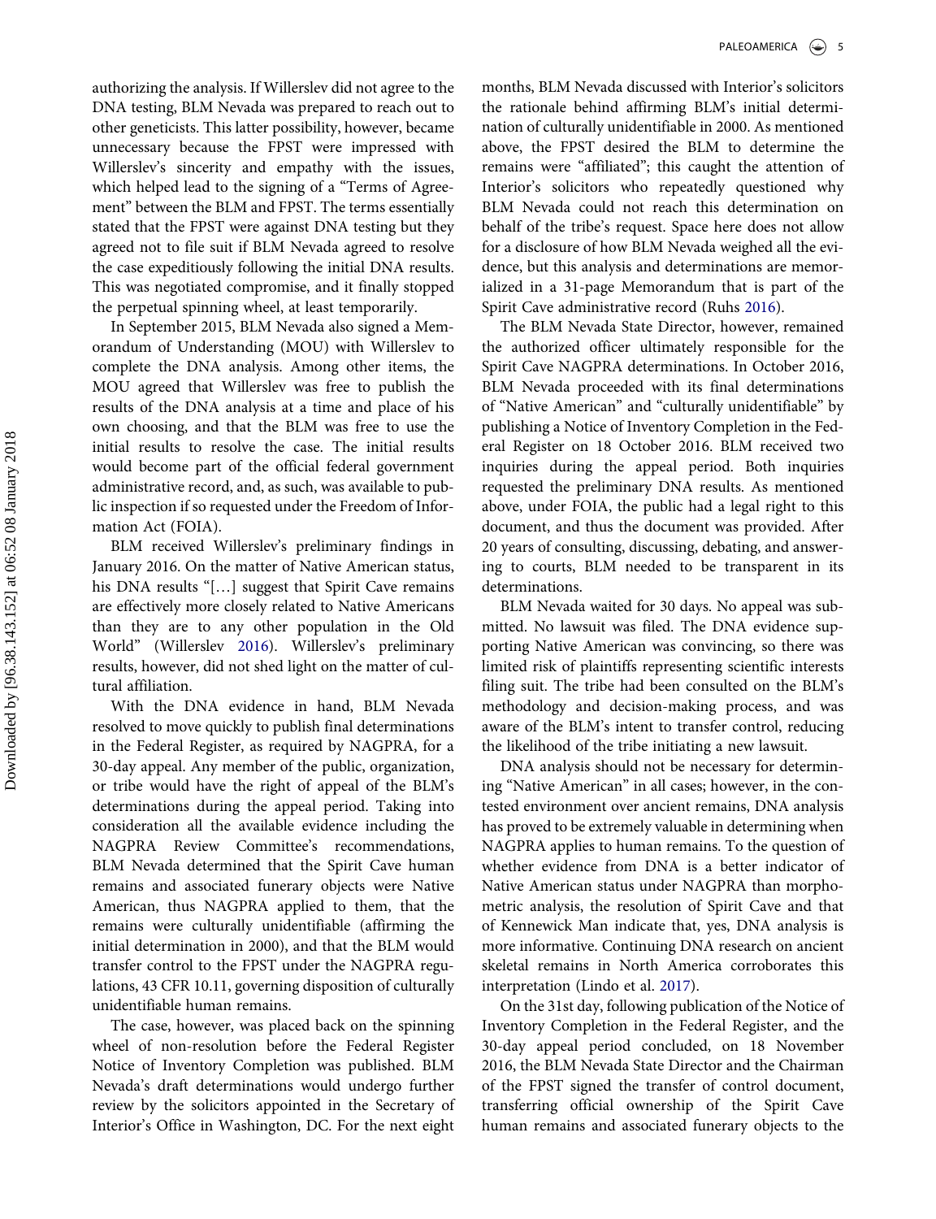authorizing the analysis. If Willerslev did not agree to the DNA testing, BLM Nevada was prepared to reach out to other geneticists. This latter possibility, however, became unnecessary because the FPST were impressed with Willerslev's sincerity and empathy with the issues, which helped lead to the signing of a "Terms of Agreement" between the BLM and FPST. The terms essentially stated that the FPST were against DNA testing but they agreed not to file suit if BLM Nevada agreed to resolve the case expeditiously following the initial DNA results. This was negotiated compromise, and it finally stopped the perpetual spinning wheel, at least temporarily.

In September 2015, BLM Nevada also signed a Memorandum of Understanding (MOU) with Willerslev to complete the DNA analysis. Among other items, the MOU agreed that Willerslev was free to publish the results of the DNA analysis at a time and place of his own choosing, and that the BLM was free to use the initial results to resolve the case. The initial results would become part of the official federal government administrative record, and, as such, was available to public inspection if so requested under the Freedom of Information Act (FOIA).

BLM received Willerslev's preliminary findings in January 2016. On the matter of Native American status, his DNA results "[…] suggest that Spirit Cave remains are effectively more closely related to Native Americans than they are to any other population in the Old World" (Willerslev 2016). Willerslev's preliminary results, however, did not shed light on the matter of cultural affiliation.

With the DNA evidence in hand, BLM Nevada resolved to move quickly to publish final determinations in the Federal Register, as required by NAGPRA, for a 30-day appeal. Any member of the public, organization, or tribe would have the right of appeal of the BLM's determinations during the appeal period. Taking into consideration all the available evidence including the NAGPRA Review Committee's recommendations, BLM Nevada determined that the Spirit Cave human remains and associated funerary objects were Native American, thus NAGPRA applied to them, that the remains were culturally unidentifiable (affirming the initial determination in 2000), and that the BLM would transfer control to the FPST under the NAGPRA regulations, 43 CFR 10.11, governing disposition of culturally unidentifiable human remains.

The case, however, was placed back on the spinning wheel of non-resolution before the Federal Register Notice of Inventory Completion was published. BLM Nevada's draft determinations would undergo further review by the solicitors appointed in the Secretary of Interior's Office in Washington, DC. For the next eight months, BLM Nevada discussed with Interior's solicitors the rationale behind affirming BLM's initial determination of culturally unidentifiable in 2000. As mentioned above, the FPST desired the BLM to determine the remains were "affiliated"; this caught the attention of Interior's solicitors who repeatedly questioned why BLM Nevada could not reach this determination on behalf of the tribe's request. Space here does not allow for a disclosure of how BLM Nevada weighed all the evidence, but this analysis and determinations are memorialized in a 31-page Memorandum that is part of the Spirit Cave administrative record (Ruhs 2016).

The BLM Nevada State Director, however, remained the authorized officer ultimately responsible for the Spirit Cave NAGPRA determinations. In October 2016, BLM Nevada proceeded with its final determinations of "Native American" and "culturally unidentifiable" by publishing a Notice of Inventory Completion in the Federal Register on 18 October 2016. BLM received two inquiries during the appeal period. Both inquiries requested the preliminary DNA results. As mentioned above, under FOIA, the public had a legal right to this document, and thus the document was provided. After 20 years of consulting, discussing, debating, and answering to courts, BLM needed to be transparent in its determinations.

BLM Nevada waited for 30 days. No appeal was submitted. No lawsuit was filed. The DNA evidence supporting Native American was convincing, so there was limited risk of plaintiffs representing scientific interests filing suit. The tribe had been consulted on the BLM's methodology and decision-making process, and was aware of the BLM's intent to transfer control, reducing the likelihood of the tribe initiating a new lawsuit.

DNA analysis should not be necessary for determining "Native American" in all cases; however, in the contested environment over ancient remains, DNA analysis has proved to be extremely valuable in determining when NAGPRA applies to human remains. To the question of whether evidence from DNA is a better indicator of Native American status under NAGPRA than morphometric analysis, the resolution of Spirit Cave and that of Kennewick Man indicate that, yes, DNA analysis is more informative. Continuing DNA research on ancient skeletal remains in North America corroborates this interpretation (Lindo et al. 2017).

On the 31st day, following publication of the Notice of Inventory Completion in the Federal Register, and the 30-day appeal period concluded, on 18 November 2016, the BLM Nevada State Director and the Chairman of the FPST signed the transfer of control document, transferring official ownership of the Spirit Cave human remains and associated funerary objects to the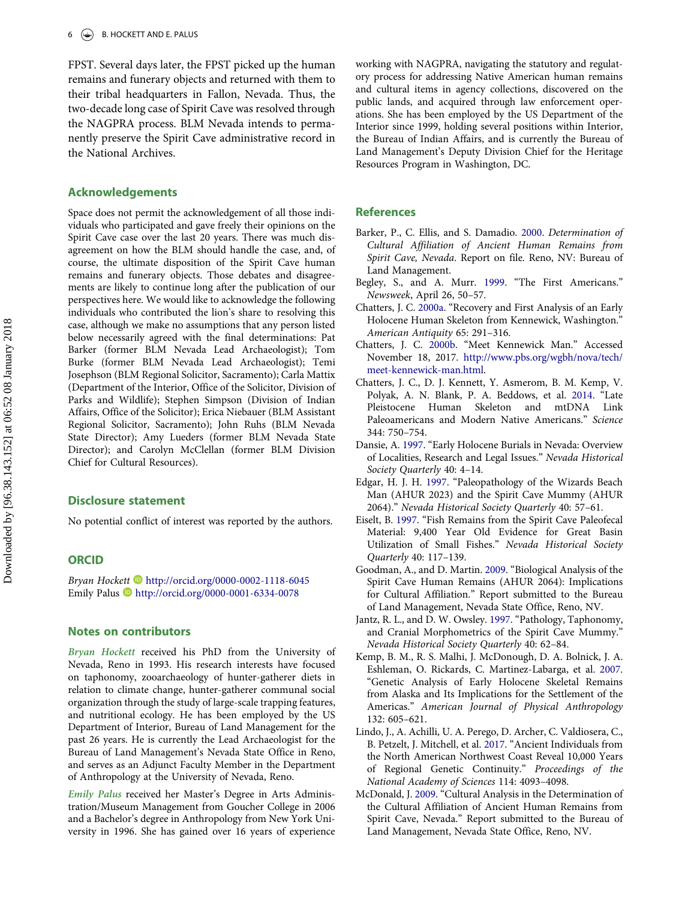FPST. Several days later, the FPST picked up the human remains and funerary objects and returned with them to their tribal headquarters in Fallon, Nevada. Thus, the two-decade long case of Spirit Cave was resolved through the NAGPRA process. BLM Nevada intends to permanently preserve the Spirit Cave administrative record in the National Archives.

## Acknowledgements

Space does not permit the acknowledgement of all those individuals who participated and gave freely their opinions on the Spirit Cave case over the last 20 years. There was much disagreement on how the BLM should handle the case, and, of course, the ultimate disposition of the Spirit Cave human remains and funerary objects. Those debates and disagreements are likely to continue long after the publication of our perspectives here. We would like to acknowledge the following individuals who contributed the lion's share to resolving this case, although we make no assumptions that any person listed below necessarily agreed with the final determinations: Pat Barker (former BLM Nevada Lead Archaeologist); Tom Burke (former BLM Nevada Lead Archaeologist); Temi Josephson (BLM Regional Solicitor, Sacramento); Carla Mattix (Department of the Interior, Office of the Solicitor, Division of Parks and Wildlife); Stephen Simpson (Division of Indian Affairs, Office of the Solicitor); Erica Niebauer (BLM Assistant Regional Solicitor, Sacramento); John Ruhs (BLM Nevada State Director); Amy Lueders (former BLM Nevada State Director); and Carolyn McClellan (former BLM Division Chief for Cultural Resources).

## Disclosure statement

No potential conflict of interest was reported by the authors.

## ORCID

*Bryan Hockett* http://orcid.org/0000-0002-1118-6045
Emily Palus http://orcid.org/0000-0001-6334-0078

## Notes on contributors

*Bryan Hockett* received his PhD from the University of Nevada, Reno in 1993. His research interests have focused on taphonomy, zooarchaeology of hunter-gatherer diets in relation to climate change, hunter-gatherer communal social organization through the study of large-scale trapping features, and nutritional ecology. He has been employed by the US Department of Interior, Bureau of Land Management for the past 26 years. He is currently the Lead Archaeologist for the Bureau of Land Management's Nevada State Office in Reno, and serves as an Adjunct Faculty Member in the Department of Anthropology at the University of Nevada, Reno.

*Emily Palus* received her Master's Degree in Arts Administration/Museum Management from Goucher College in 2006 and a Bachelor's degree in Anthropology from New York University in 1996. She has gained over 16 years of experience working with NAGPRA, navigating the statutory and regulatory process for addressing Native American human remains and cultural items in agency collections, discovered on the public lands, and acquired through law enforcement operations. She has been employed by the US Department of the Interior since 1999, holding several positions within Interior, the Bureau of Indian Affairs, and is currently the Bureau of Land Management's Deputy Division Chief for the Heritage Resources Program in Washington, DC.

## References

Barker, P., C. Ellis, and S. Damadio. 2000. *Determination of Cultural Affiliation of Ancient Human Remains from Spirit Cave, Nevada*. Report on file. Reno, NV: Bureau of Land Management.

Begley, S., and A. Murr. 1999. "The First Americans." *Newsweek*, April 26, 50–57.

Chatters, J. C. 2000a. "Recovery and First Analysis of an Early Holocene Human Skeleton from Kennewick, Washington." *American Antiquity* 65: 291–316.

Chatters, J. C. 2000b. "Meet Kennewick Man." Accessed November 18, 2017. http://www.pbs.org/wgbh/nova/tech/meet-kennewick-man.html.

Chatters, J. C., D. J. Kennett, Y. Asmerom, B. M. Kemp, V. Polyak, A. N. Blank, P. A. Beddows, et al. 2014. "Late Pleistocene Human Skeleton and mtDNA Link Paleoamericans and Modern Native Americans." *Science* 344: 750–754.

Dansie, A. 1997. "Early Holocene Burials in Nevada: Overview of Localities, Research and Legal Issues." *Nevada Historical Society Quarterly* 40: 4–14.

Edgar, H. J. H. 1997. "Paleopathology of the Wizards Beach Man (AHUR 2023) and the Spirit Cave Mummy (AHUR 2064)." *Nevada Historical Society Quarterly* 40: 57–61.

Eiselt, B. 1997. "Fish Remains from the Spirit Cave Paleofecal Material: 9,400 Year Old Evidence for Great Basin Utilization of Small Fishes." *Nevada Historical Society Quarterly* 40: 117–139.

Goodman, A., and D. Martin. 2009. "Biological Analysis of the Spirit Cave Human Remains (AHUR 2064): Implications for Cultural Affiliation." Report submitted to the Bureau of Land Management, Nevada State Office, Reno, NV.

Jantz, R. L., and D. W. Owsley. 1997. "Pathology, Taphonomy, and Cranial Morphometrics of the Spirit Cave Mummy." *Nevada Historical Society Quarterly* 40: 62–84.

Kemp, B. M., R. S. Malhi, J. McDonough, D. A. Bolnick, J. A. Eshleman, O. Rickards, C. Martinez-Labarga, et al. 2007. "Genetic Analysis of Early Holocene Skeletal Remains from Alaska and Its Implications for the Settlement of the Americas." *American Journal of Physical Anthropology* 132: 605–621.

Lindo, J., A. Achilli, U. A. Perego, D. Archer, C. Valdiosera, C., B. Petzelt, J. Mitchell, et al. 2017. "Ancient Individuals from the North American Northwest Coast Reveal 10,000 Years of Regional Genetic Continuity." *Proceedings of the National Academy of Sciences* 114: 4093–4098.

McDonald, J. 2009. "Cultural Analysis in the Determination of the Cultural Affiliation of Ancient Human Remains from Spirit Cave, Nevada." Report submitted to the Bureau of Land Management, Nevada State Office, Reno, NV.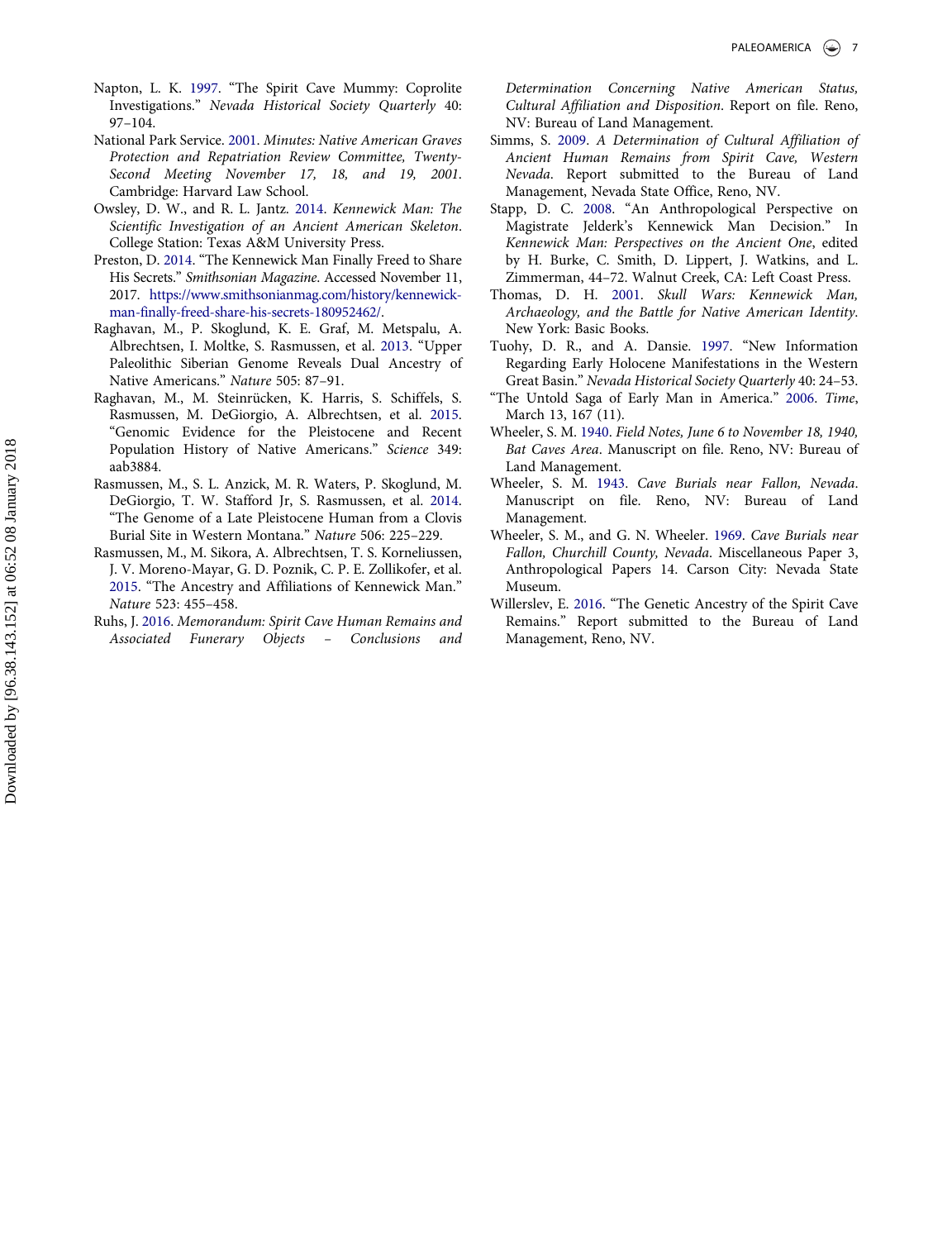Napton, L. K. 1997. "The Spirit Cave Mummy: Coprolite Investigations." *Nevada Historical Society Quarterly* 40: 97–104.

National Park Service. 2001. *Minutes: Native American Graves Protection and Repatriation Review Committee, Twenty-Second Meeting November 17, 18, and 19, 2001*. Cambridge: Harvard Law School.

Owsley, D. W., and R. L. Jantz. 2014. *Kennewick Man: The Scientific Investigation of an Ancient American Skeleton*. College Station: Texas A&M University Press.

Preston, D. 2014. "The Kennewick Man Finally Freed to Share His Secrets." *Smithsonian Magazine*. Accessed November 11, 2017. https://www.smithsonianmag.com/history/kennewick-man-finally-freed-share-his-secrets-180952462/.

Raghavan, M., P. Skoglund, K. E. Graf, M. Metspalu, A. Albrechtsen, I. Moltke, S. Rasmussen, et al. 2013. "Upper Paleolithic Siberian Genome Reveals Dual Ancestry of Native Americans." *Nature* 505: 87–91.

Raghavan, M., M. Steinrücken, K. Harris, S. Schiffels, S. Rasmussen, M. DeGiorgio, A. Albrechtsen, et al. 2015. "Genomic Evidence for the Pleistocene and Recent Population History of Native Americans." *Science* 349: aab3884.

Rasmussen, M., S. L. Anzick, M. R. Waters, P. Skoglund, M. DeGiorgio, T. W. Stafford Jr, S. Rasmussen, et al. 2014. "The Genome of a Late Pleistocene Human from a Clovis Burial Site in Western Montana." *Nature* 506: 225–229.

Rasmussen, M., M. Sikora, A. Albrechtsen, T. S. Korneliussen, J. V. Moreno-Mayar, G. D. Poznik, C. P. E. Zollikofer, et al. 2015. "The Ancestry and Affiliations of Kennewick Man." *Nature* 523: 455–458.

Ruhs, J. 2016. *Memorandum: Spirit Cave Human Remains and Associated Funerary Objects – Conclusions and Determination Concerning Native American Status, Cultural Affiliation and Disposition*. Report on file. Reno, NV: Bureau of Land Management.

Simms, S. 2009. *A Determination of Cultural Affiliation of Ancient Human Remains from Spirit Cave, Western Nevada*. Report submitted to the Bureau of Land Management, Nevada State Office, Reno, NV.

Stapp, D. C. 2008. "An Anthropological Perspective on Magistrate Jelderk's Kennewick Man Decision." In *Kennewick Man: Perspectives on the Ancient One*, edited by H. Burke, C. Smith, D. Lippert, J. Watkins, and L. Zimmerman, 44–72. Walnut Creek, CA: Left Coast Press.

Thomas, D. H. 2001. *Skull Wars: Kennewick Man, Archaeology, and the Battle for Native American Identity*. New York: Basic Books.

Tuohy, D. R., and A. Dansie. 1997. "New Information Regarding Early Holocene Manifestations in the Western Great Basin." *Nevada Historical Society Quarterly* 40: 24–53.

"The Untold Saga of Early Man in America." 2006. *Time*, March 13, 167 (11).

Wheeler, S. M. 1940. *Field Notes, June 6 to November 18, 1940, Bat Caves Area*. Manuscript on file. Reno, NV: Bureau of Land Management.

Wheeler, S. M. 1943. *Cave Burials near Fallon, Nevada*. Manuscript on file. Reno, NV: Bureau of Land Management.

Wheeler, S. M., and G. N. Wheeler. 1969. *Cave Burials near Fallon, Churchill County, Nevada*. Miscellaneous Paper 3, Anthropological Papers 14. Carson City: Nevada State Museum.

Willerslev, E. 2016. "The Genetic Ancestry of the Spirit Cave Remains." Report submitted to the Bureau of Land Management, Reno, NV.